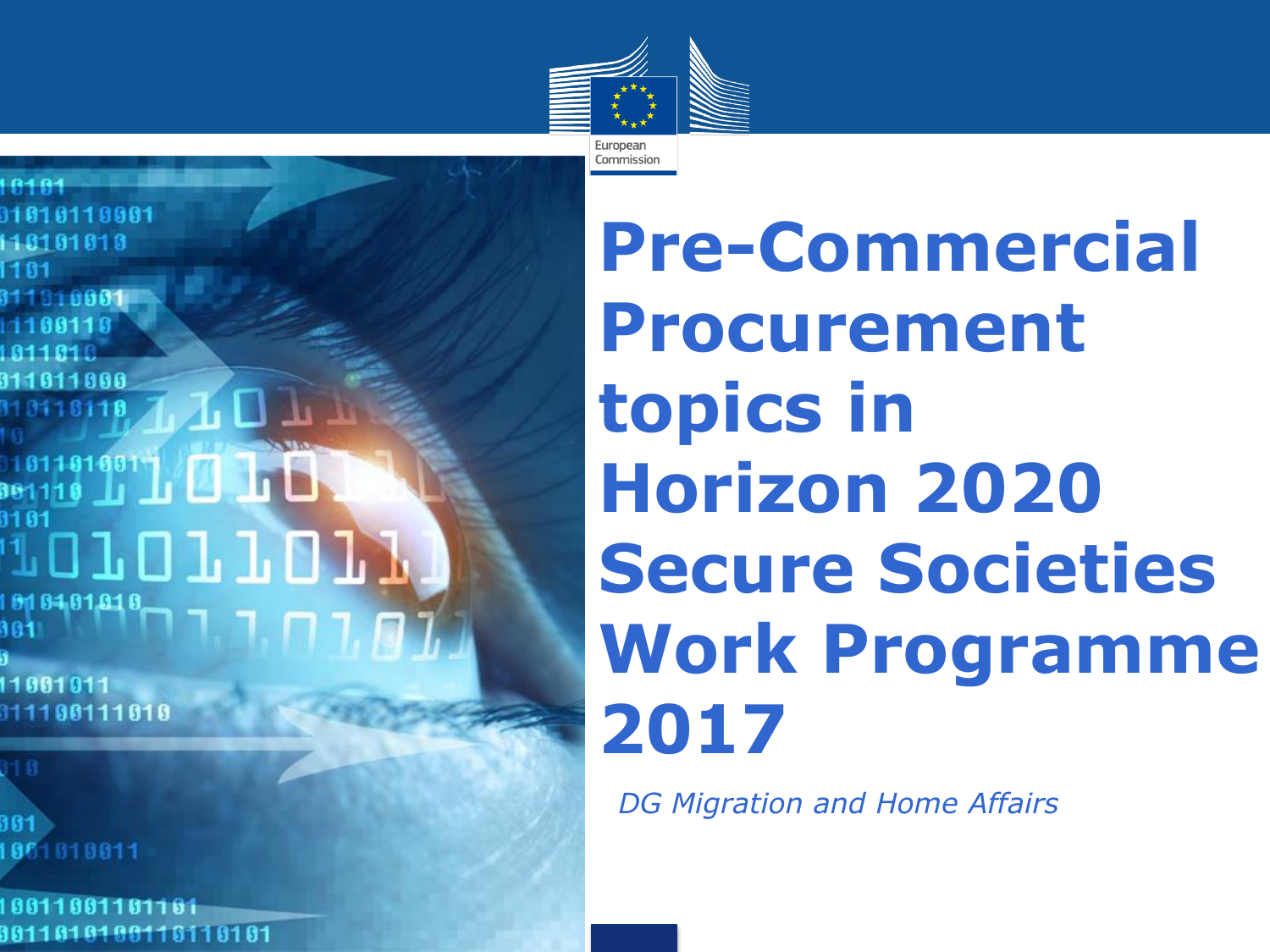European Commission

# Pre-Commercial Procurement topics in Horizon 2020 Secure Societies Work Programme 2017

*DG Migration and Home Affairs*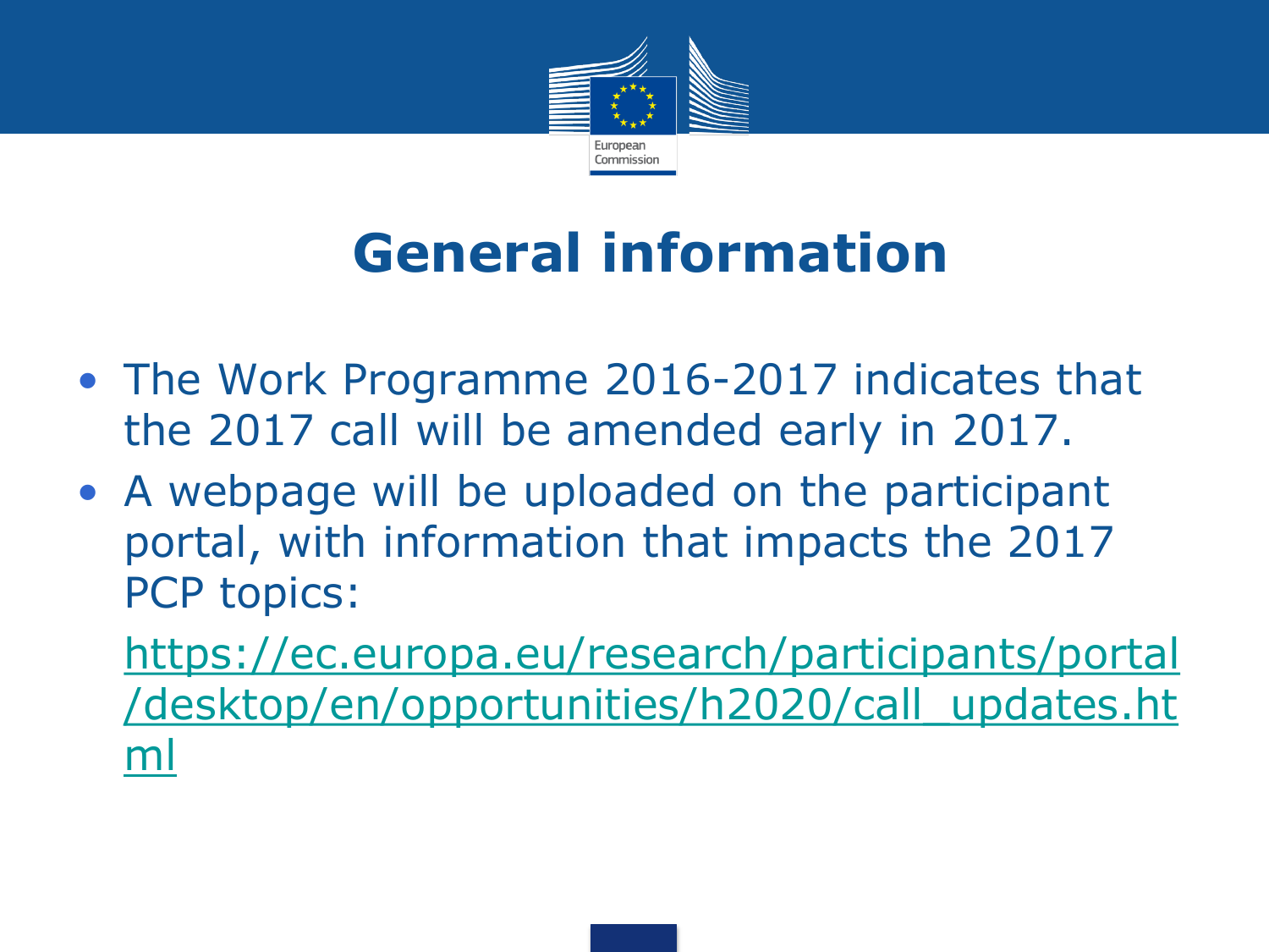# General information

- The Work Programme 2016-2017 indicates that the 2017 call will be amended early in 2017.
- A webpage will be uploaded on the participant portal, with information that impacts the 2017 PCP topics:

  https://ec.europa.eu/research/participants/portal/desktop/en/opportunities/h2020/call_updates.html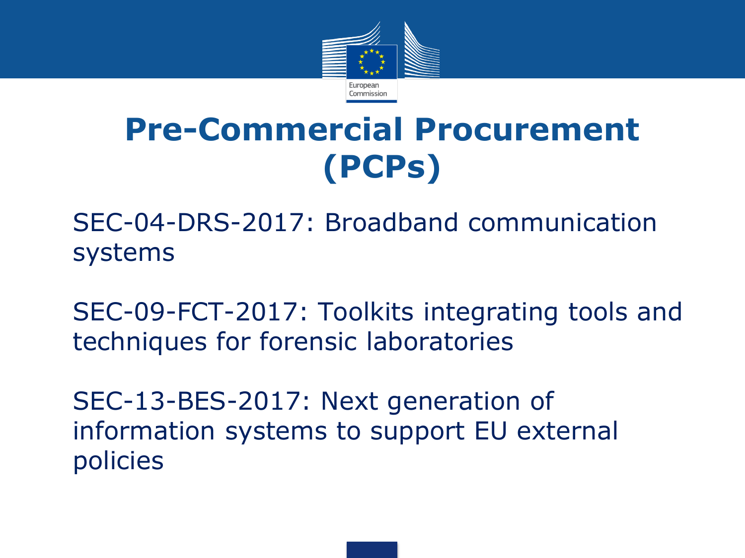# Pre-Commercial Procurement (PCPs)

SEC-04-DRS-2017: Broadband communication systems

SEC-09-FCT-2017: Toolkits integrating tools and techniques for forensic laboratories

SEC-13-BES-2017: Next generation of information systems to support EU external policies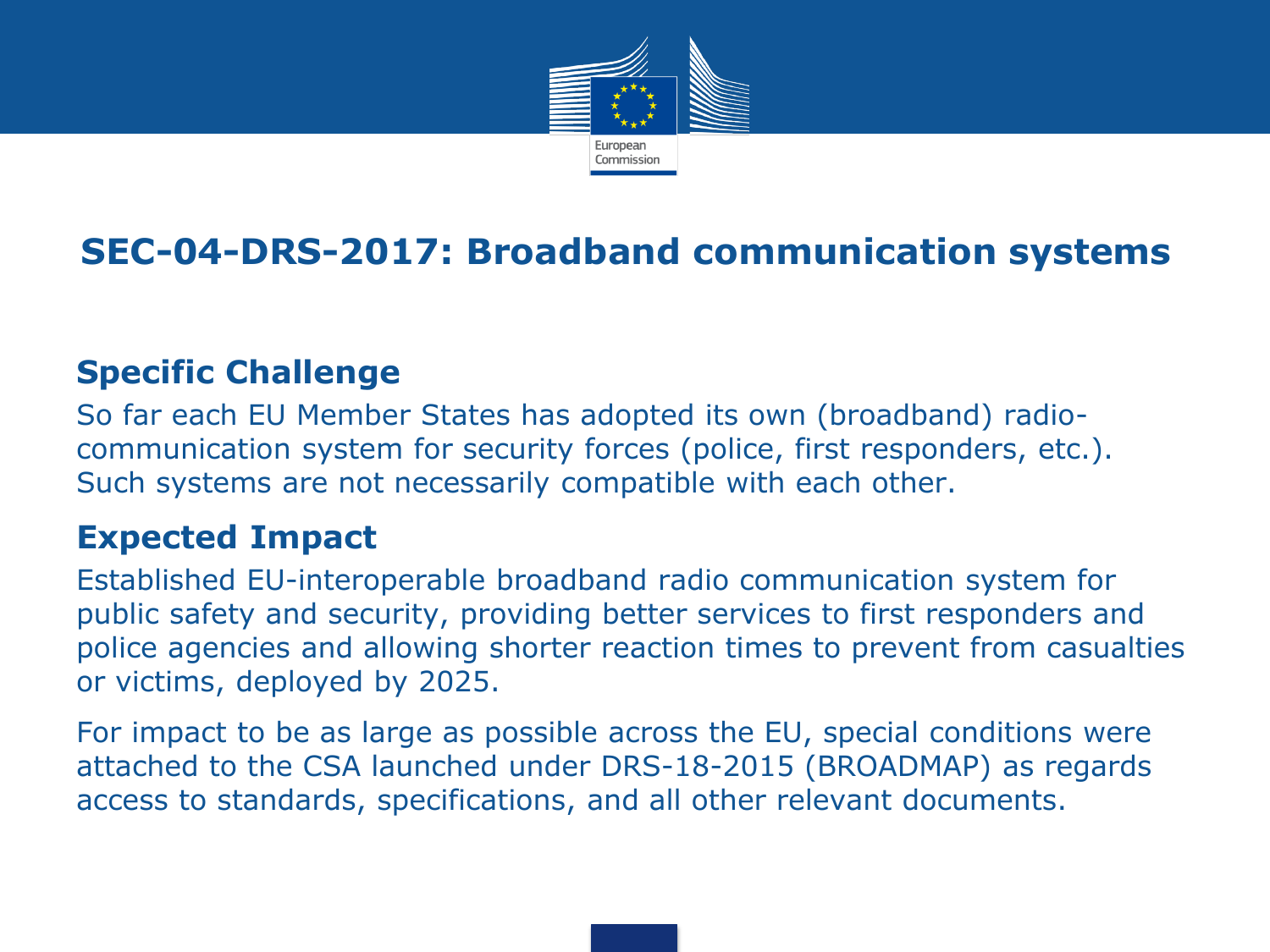# SEC-04-DRS-2017: Broadband communication systems

## Specific Challenge

So far each EU Member States has adopted its own (broadband) radio-communication system for security forces (police, first responders, etc.). Such systems are not necessarily compatible with each other.

## Expected Impact

Established EU-interoperable broadband radio communication system for public safety and security, providing better services to first responders and police agencies and allowing shorter reaction times to prevent from casualties or victims, deployed by 2025.

For impact to be as large as possible across the EU, special conditions were attached to the CSA launched under DRS-18-2015 (BROADMAP) as regards access to standards, specifications, and all other relevant documents.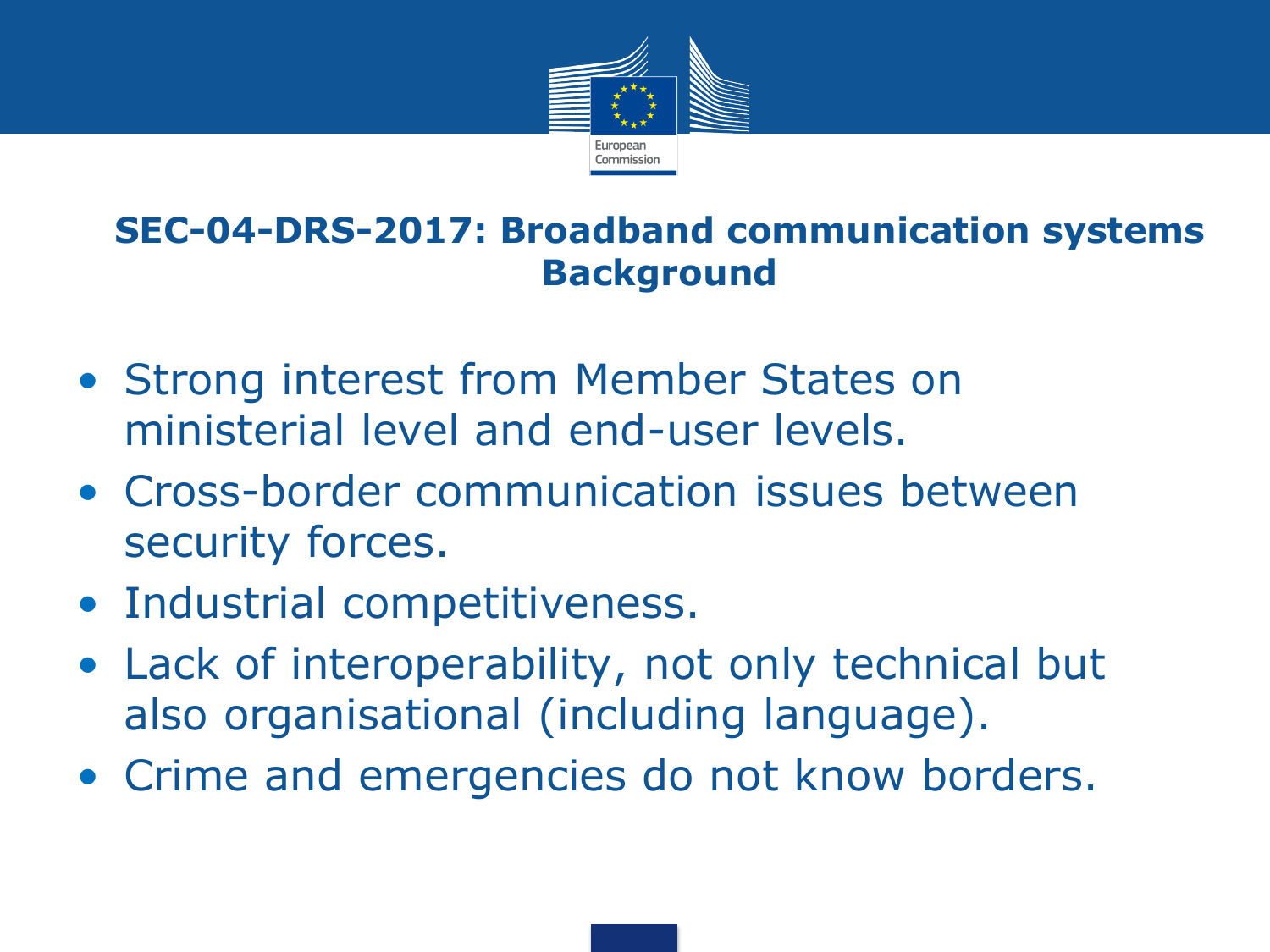## SEC-04-DRS-2017: Broadband communication systems Background

- Strong interest from Member States on ministerial level and end-user levels.
- Cross-border communication issues between security forces.
- Industrial competitiveness.
- Lack of interoperability, not only technical but also organisational (including language).
- Crime and emergencies do not know borders.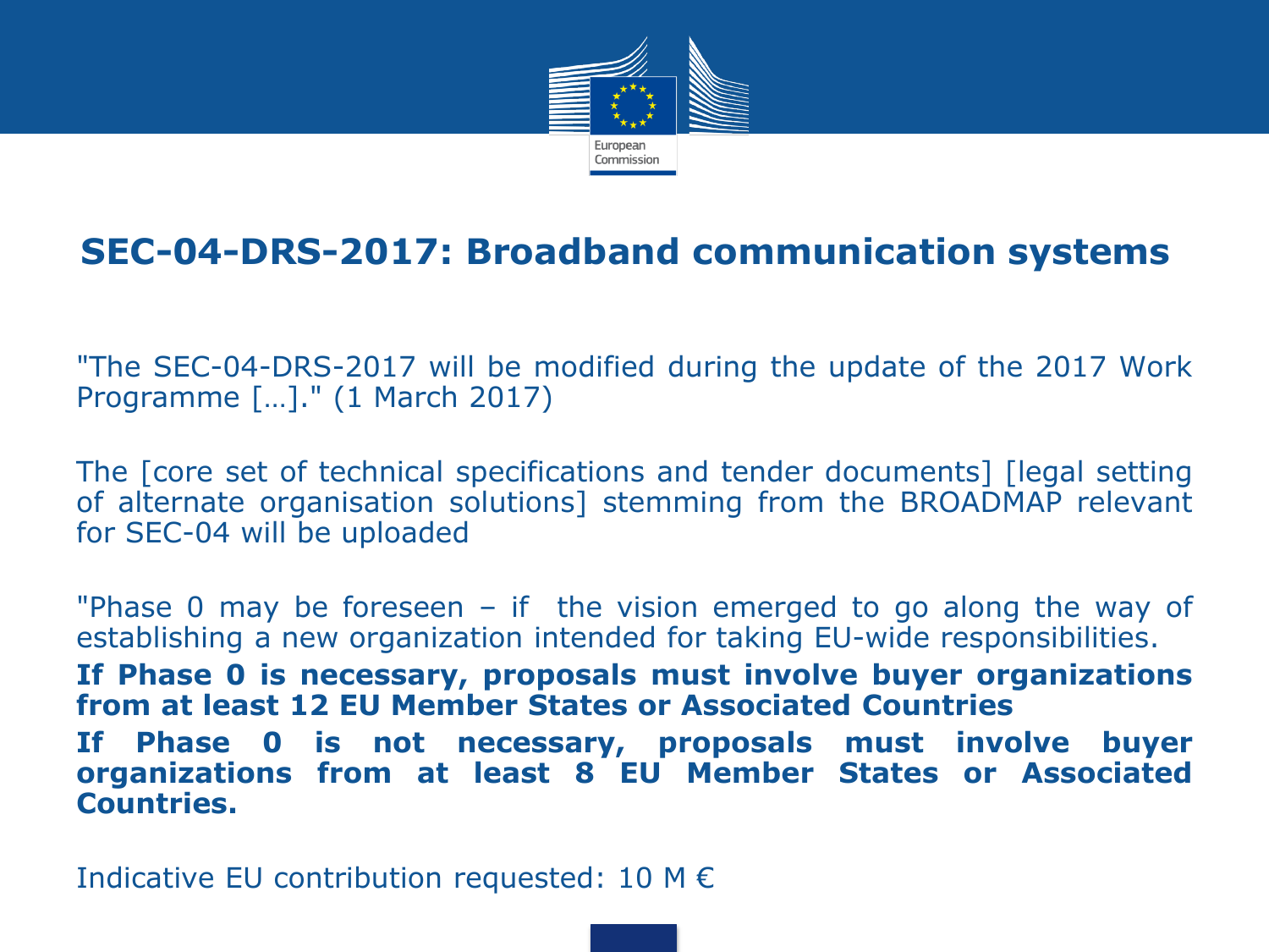# SEC-04-DRS-2017: Broadband communication systems

"The SEC-04-DRS-2017 will be modified during the update of the 2017 Work Programme […]." (1 March 2017)

The [core set of technical specifications and tender documents] [legal setting of alternate organisation solutions] stemming from the BROADMAP relevant for SEC-04 will be uploaded

"Phase 0 may be foreseen – if the vision emerged to go along the way of establishing a new organization intended for taking EU-wide responsibilities.

**If Phase 0 is necessary, proposals must involve buyer organizations from at least 12 EU Member States or Associated Countries**

**If Phase 0 is not necessary, proposals must involve buyer organizations from at least 8 EU Member States or Associated Countries.**

Indicative EU contribution requested: 10 M €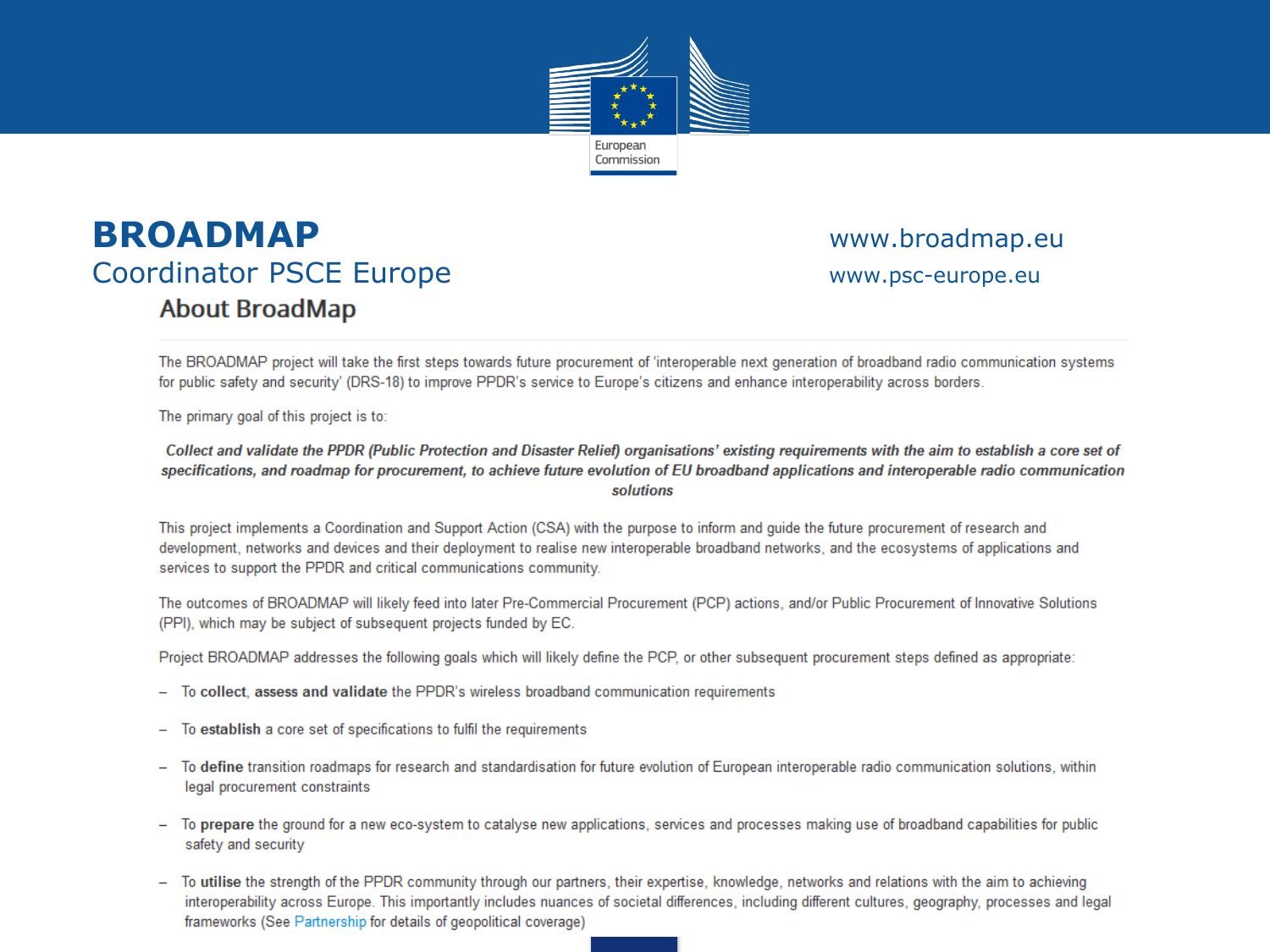# BROADMAP

## Coordinator PSCE Europe

www.broadmap.eu

www.psc-europe.eu

### About BroadMap

The BROADMAP project will take the first steps towards future procurement of 'interoperable next generation of broadband radio communication systems for public safety and security' (DRS-18) to improve PPDR's service to Europe's citizens and enhance interoperability across borders.

The primary goal of this project is to:

***Collect and validate the PPDR (Public Protection and Disaster Relief) organisations' existing requirements with the aim to establish a core set of specifications, and roadmap for procurement, to achieve future evolution of EU broadband applications and interoperable radio communication solutions***

This project implements a Coordination and Support Action (CSA) with the purpose to inform and guide the future procurement of research and development, networks and devices and their deployment to realise new interoperable broadband networks, and the ecosystems of applications and services to support the PPDR and critical communications community.

The outcomes of BROADMAP will likely feed into later Pre-Commercial Procurement (PCP) actions, and/or Public Procurement of Innovative Solutions (PPI), which may be subject of subsequent projects funded by EC.

Project BROADMAP addresses the following goals which will likely define the PCP, or other subsequent procurement steps defined as appropriate:

- To **collect**, **assess and validate** the PPDR's wireless broadband communication requirements
- To **establish** a core set of specifications to fulfil the requirements
- To **define** transition roadmaps for research and standardisation for future evolution of European interoperable radio communication solutions, within legal procurement constraints
- To **prepare** the ground for a new eco-system to catalyse new applications, services and processes making use of broadband capabilities for public safety and security
- To **utilise** the strength of the PPDR community through our partners, their expertise, knowledge, networks and relations with the aim to achieving interoperability across Europe. This importantly includes nuances of societal differences, including different cultures, geography, processes and legal frameworks (See Partnership for details of geopolitical coverage)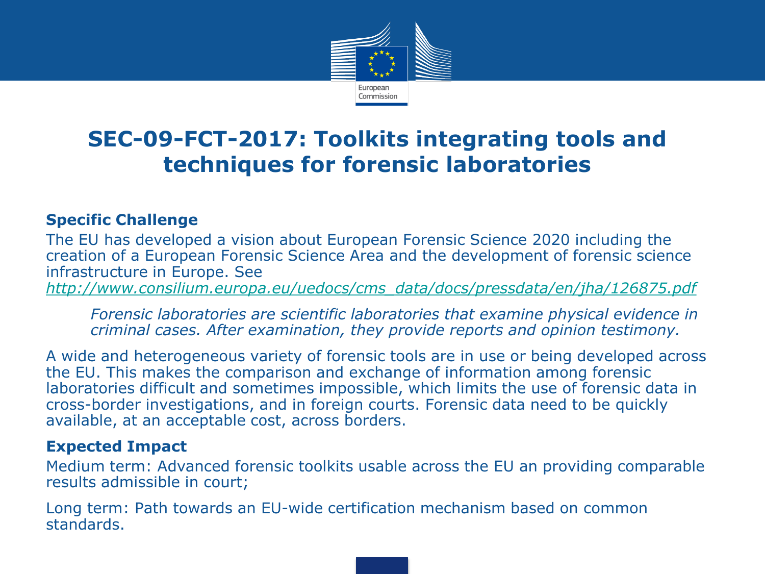# SEC-09-FCT-2017: Toolkits integrating tools and techniques for forensic laboratories

**Specific Challenge**

The EU has developed a vision about European Forensic Science 2020 including the creation of a European Forensic Science Area and the development of forensic science infrastructure in Europe. See *http://www.consilium.europa.eu/uedocs/cms_data/docs/pressdata/en/jha/126875.pdf*

> *Forensic laboratories are scientific laboratories that examine physical evidence in criminal cases. After examination, they provide reports and opinion testimony.*

A wide and heterogeneous variety of forensic tools are in use or being developed across the EU. This makes the comparison and exchange of information among forensic laboratories difficult and sometimes impossible, which limits the use of forensic data in cross-border investigations, and in foreign courts. Forensic data need to be quickly available, at an acceptable cost, across borders.

**Expected Impact**

Medium term: Advanced forensic toolkits usable across the EU an providing comparable results admissible in court;

Long term: Path towards an EU-wide certification mechanism based on common standards.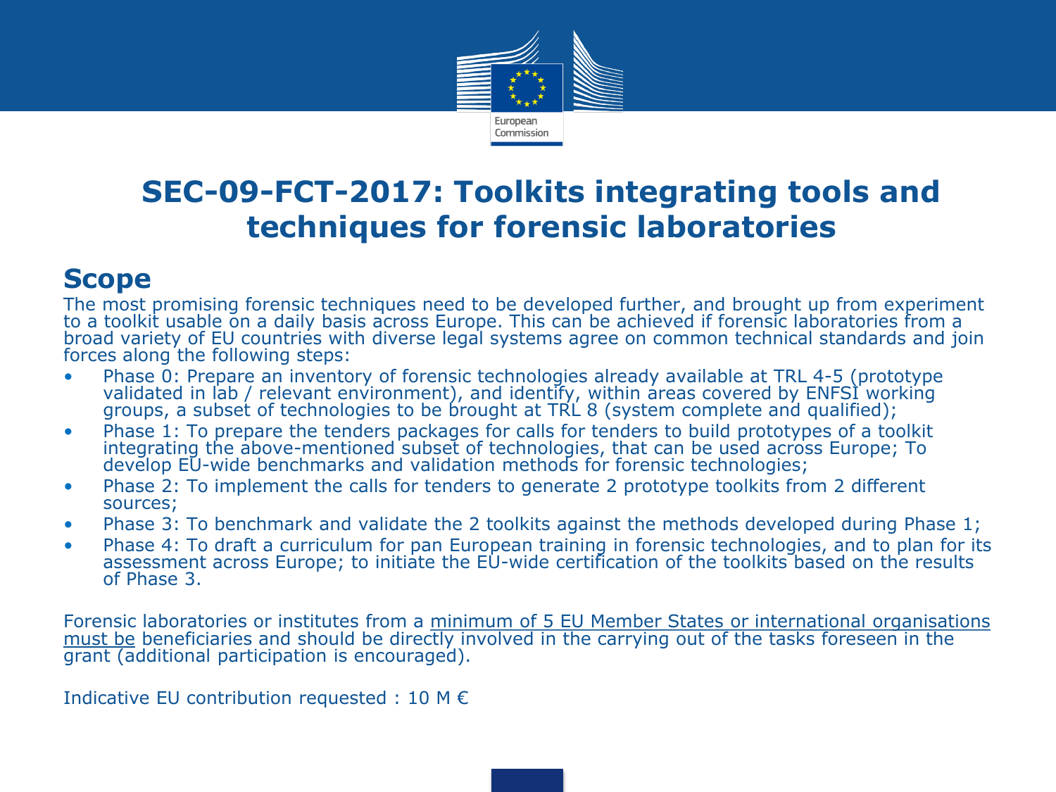# SEC-09-FCT-2017: Toolkits integrating tools and techniques for forensic laboratories

## Scope

The most promising forensic techniques need to be developed further, and brought up from experiment to a toolkit usable on a daily basis across Europe. This can be achieved if forensic laboratories from a broad variety of EU countries with diverse legal systems agree on common technical standards and join forces along the following steps:

- Phase 0: Prepare an inventory of forensic technologies already available at TRL 4-5 (prototype validated in lab / relevant environment), and identify, within areas covered by ENFSI working groups, a subset of technologies to be brought at TRL 8 (system complete and qualified);
- Phase 1: To prepare the tenders packages for calls for tenders to build prototypes of a toolkit integrating the above-mentioned subset of technologies, that can be used across Europe; To develop EU-wide benchmarks and validation methods for forensic technologies;
- Phase 2: To implement the calls for tenders to generate 2 prototype toolkits from 2 different sources;
- Phase 3: To benchmark and validate the 2 toolkits against the methods developed during Phase 1;
- Phase 4: To draft a curriculum for pan European training in forensic technologies, and to plan for its assessment across Europe; to initiate the EU-wide certification of the toolkits based on the results of Phase 3.

Forensic laboratories or institutes from a <u>minimum of 5 EU Member States or international organisations must be</u> beneficiaries and should be directly involved in the carrying out of the tasks foreseen in the grant (additional participation is encouraged).

Indicative EU contribution requested : 10 M €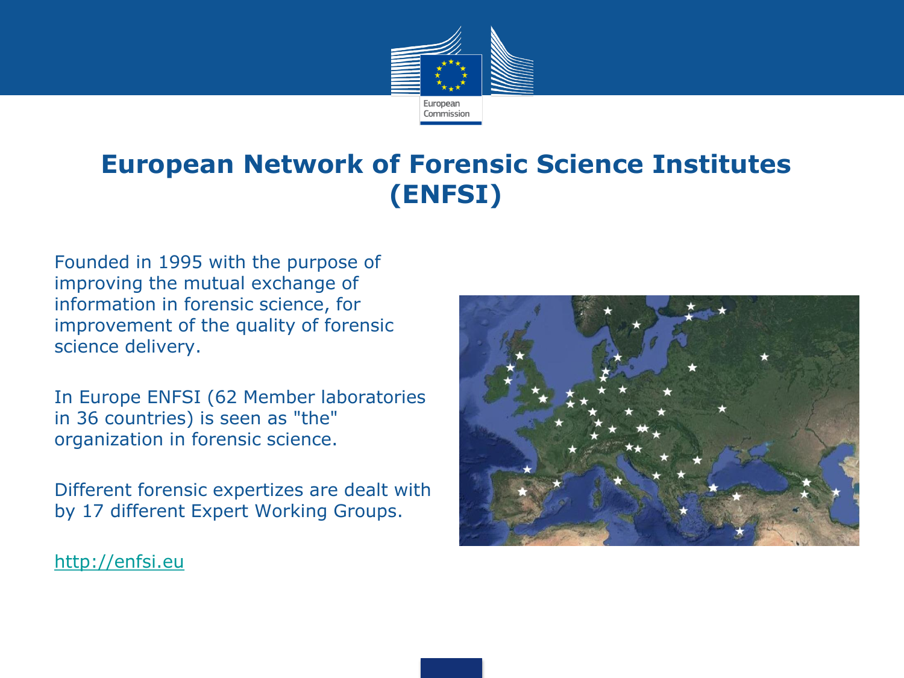# European Network of Forensic Science Institutes (ENFSI)

Founded in 1995 with the purpose of improving the mutual exchange of information in forensic science, for improvement of the quality of forensic science delivery.

In Europe ENFSI (62 Member laboratories in 36 countries) is seen as "the" organization in forensic science.

Different forensic expertizes are dealt with by 17 different Expert Working Groups.

http://enfsi.eu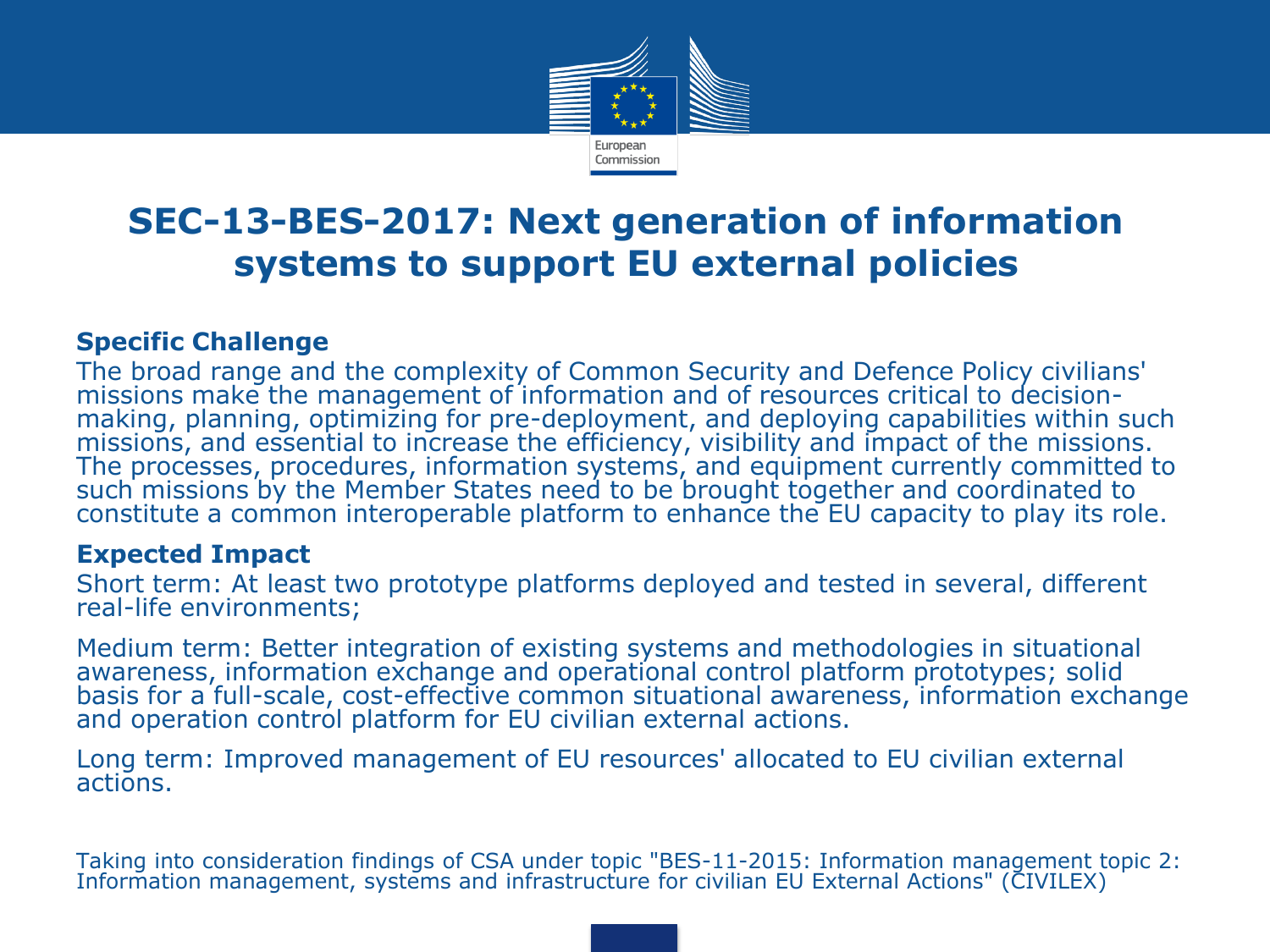# SEC-13-BES-2017: Next generation of information systems to support EU external policies

**Specific Challenge**

The broad range and the complexity of Common Security and Defence Policy civilians' missions make the management of information and of resources critical to decision-making, planning, optimizing for pre-deployment, and deploying capabilities within such missions, and essential to increase the efficiency, visibility and impact of the missions. The processes, procedures, information systems, and equipment currently committed to such missions by the Member States need to be brought together and coordinated to constitute a common interoperable platform to enhance the EU capacity to play its role.

**Expected Impact**

Short term: At least two prototype platforms deployed and tested in several, different real-life environments;

Medium term: Better integration of existing systems and methodologies in situational awareness, information exchange and operational control platform prototypes; solid basis for a full-scale, cost-effective common situational awareness, information exchange and operation control platform for EU civilian external actions.

Long term: Improved management of EU resources' allocated to EU civilian external actions.

Taking into consideration findings of CSA under topic "BES-11-2015: Information management topic 2: Information management, systems and infrastructure for civilian EU External Actions" (CIVILEX)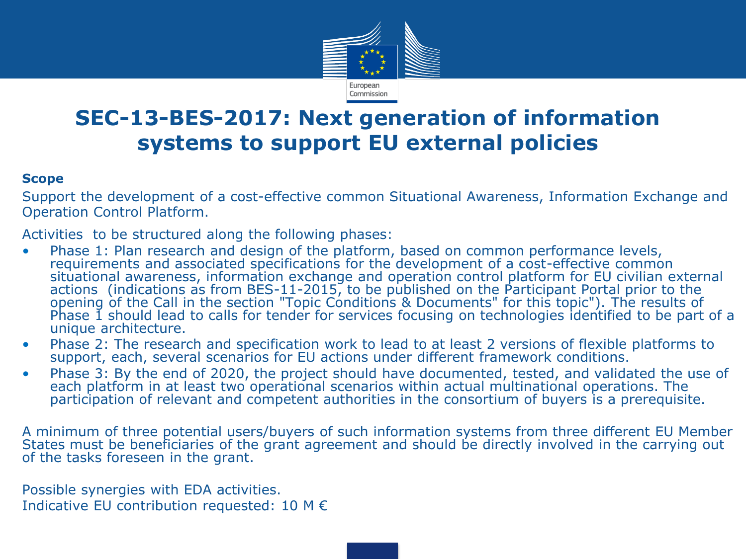# SEC-13-BES-2017: Next generation of information systems to support EU external policies

**Scope**

Support the development of a cost-effective common Situational Awareness, Information Exchange and Operation Control Platform.

Activities to be structured along the following phases:

- Phase 1: Plan research and design of the platform, based on common performance levels, requirements and associated specifications for the development of a cost-effective common situational awareness, information exchange and operation control platform for EU civilian external actions (indications as from BES-11-2015, to be published on the Participant Portal prior to the opening of the Call in the section "Topic Conditions & Documents" for this topic"). The results of Phase 1 should lead to calls for tender for services focusing on technologies identified to be part of a unique architecture.
- Phase 2: The research and specification work to lead to at least 2 versions of flexible platforms to support, each, several scenarios for EU actions under different framework conditions.
- Phase 3: By the end of 2020, the project should have documented, tested, and validated the use of each platform in at least two operational scenarios within actual multinational operations. The participation of relevant and competent authorities in the consortium of buyers is a prerequisite.

A minimum of three potential users/buyers of such information systems from three different EU Member States must be beneficiaries of the grant agreement and should be directly involved in the carrying out of the tasks foreseen in the grant.

Possible synergies with EDA activities.

Indicative EU contribution requested: 10 M €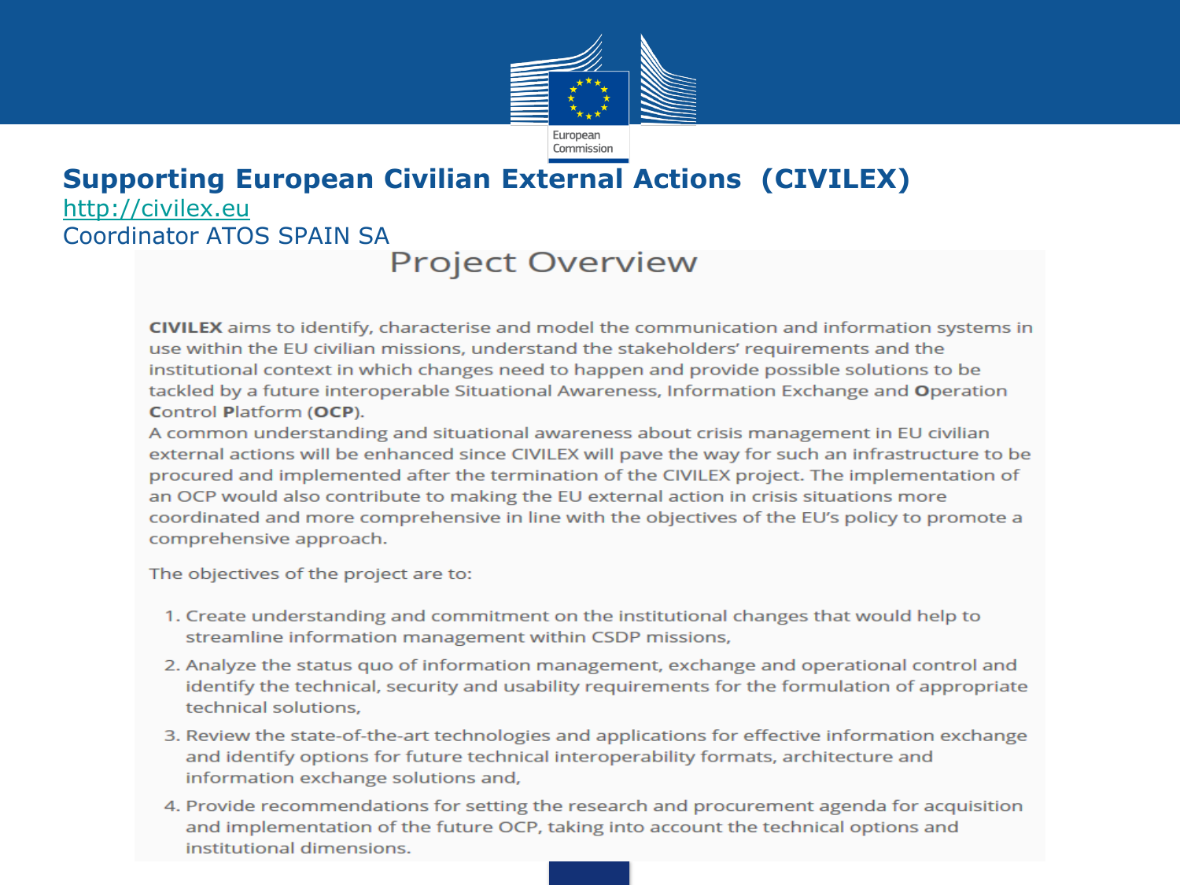# Supporting European Civilian External Actions (CIVILEX)

http://civilex.eu

Coordinator ATOS SPAIN SA

## Project Overview

**CIVILEX** aims to identify, characterise and model the communication and information systems in use within the EU civilian missions, understand the stakeholders' requirements and the institutional context in which changes need to happen and provide possible solutions to be tackled by a future interoperable Situational Awareness, Information Exchange and **O**peration **C**ontrol **P**latform (**OCP**).

A common understanding and situational awareness about crisis management in EU civilian external actions will be enhanced since CIVILEX will pave the way for such an infrastructure to be procured and implemented after the termination of the CIVILEX project. The implementation of an OCP would also contribute to making the EU external action in crisis situations more coordinated and more comprehensive in line with the objectives of the EU's policy to promote a comprehensive approach.

The objectives of the project are to:

1. Create understanding and commitment on the institutional changes that would help to streamline information management within CSDP missions,
2. Analyze the status quo of information management, exchange and operational control and identify the technical, security and usability requirements for the formulation of appropriate technical solutions,
3. Review the state-of-the-art technologies and applications for effective information exchange and identify options for future technical interoperability formats, architecture and information exchange solutions and,
4. Provide recommendations for setting the research and procurement agenda for acquisition and implementation of the future OCP, taking into account the technical options and institutional dimensions.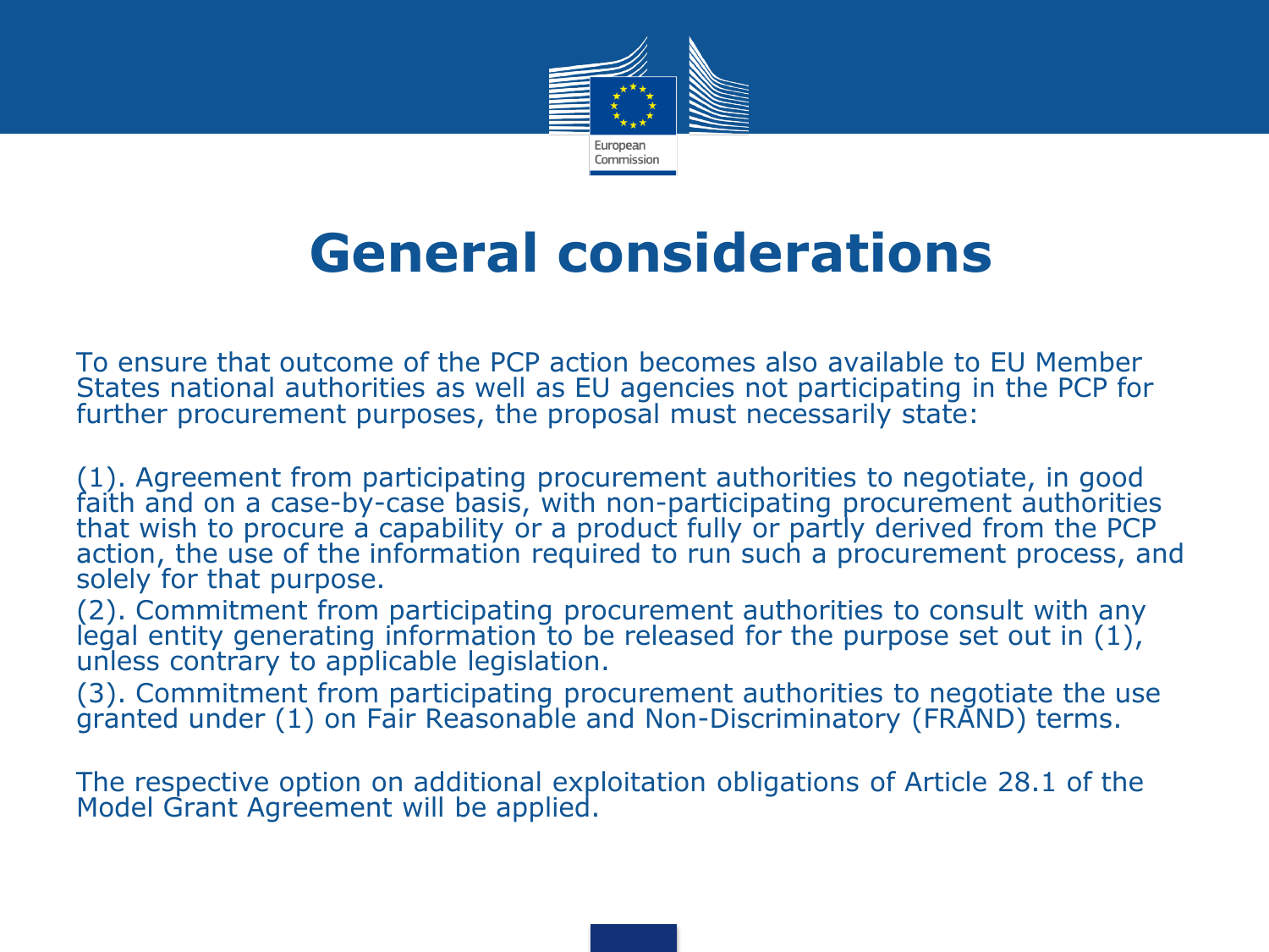# General considerations

To ensure that outcome of the PCP action becomes also available to EU Member States national authorities as well as EU agencies not participating in the PCP for further procurement purposes, the proposal must necessarily state:

(1). Agreement from participating procurement authorities to negotiate, in good faith and on a case-by-case basis, with non-participating procurement authorities that wish to procure a capability or a product fully or partly derived from the PCP action, the use of the information required to run such a procurement process, and solely for that purpose.

(2). Commitment from participating procurement authorities to consult with any legal entity generating information to be released for the purpose set out in (1), unless contrary to applicable legislation.

(3). Commitment from participating procurement authorities to negotiate the use granted under (1) on Fair Reasonable and Non-Discriminatory (FRAND) terms.

The respective option on additional exploitation obligations of Article 28.1 of the Model Grant Agreement will be applied.